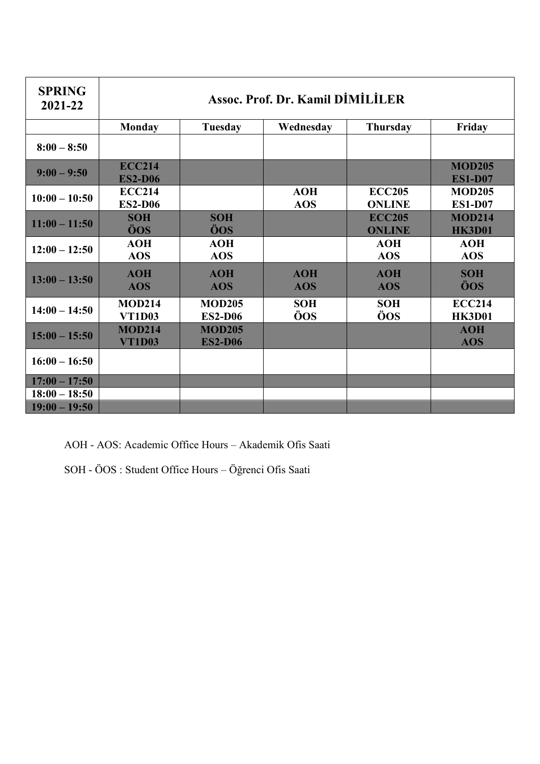| **SPRING 2021-22** | **Assoc. Prof. Dr. Kamil DİMİLİLER** | | | | |
|---|---|---|---|---|---|
| | **Monday** | **Tuesday** | **Wednesday** | **Thursday** | **Friday** |
| **8:00 – 8:50** | | | | | |
| **9:00 – 9:50** | **ECC214 ES2-D06** | | | | **MOD205 ES1-D07** |
| **10:00 – 10:50** | **ECC214 ES2-D06** | | **AOH AOS** | **ECC205 ONLINE** | **MOD205 ES1-D07** |
| **11:00 – 11:50** | **SOH ÖOS** | **SOH ÖOS** | | **ECC205 ONLINE** | **MOD214 HK3D01** |
| **12:00 – 12:50** | **AOH AOS** | **AOH AOS** | | **AOH AOS** | **AOH AOS** |
| **13:00 – 13:50** | **AOH AOS** | **AOH AOS** | **AOH AOS** | **AOH AOS** | **SOH ÖOS** |
| **14:00 – 14:50** | **MOD214 VT1D03** | **MOD205 ES2-D06** | **SOH ÖOS** | **SOH ÖOS** | **ECC214 HK3D01** |
| **15:00 – 15:50** | **MOD214 VT1D03** | **MOD205 ES2-D06** | | | **AOH AOS** |
| **16:00 – 16:50** | | | | | |
| **17:00 – 17:50** | | | | | |
| **18:00 – 18:50** | | | | | |
| **19:00 – 19:50** | | | | | |

AOH - AOS: Academic Office Hours – Akademik Ofis Saati

SOH - ÖOS : Student Office Hours – Öğrenci Ofis Saati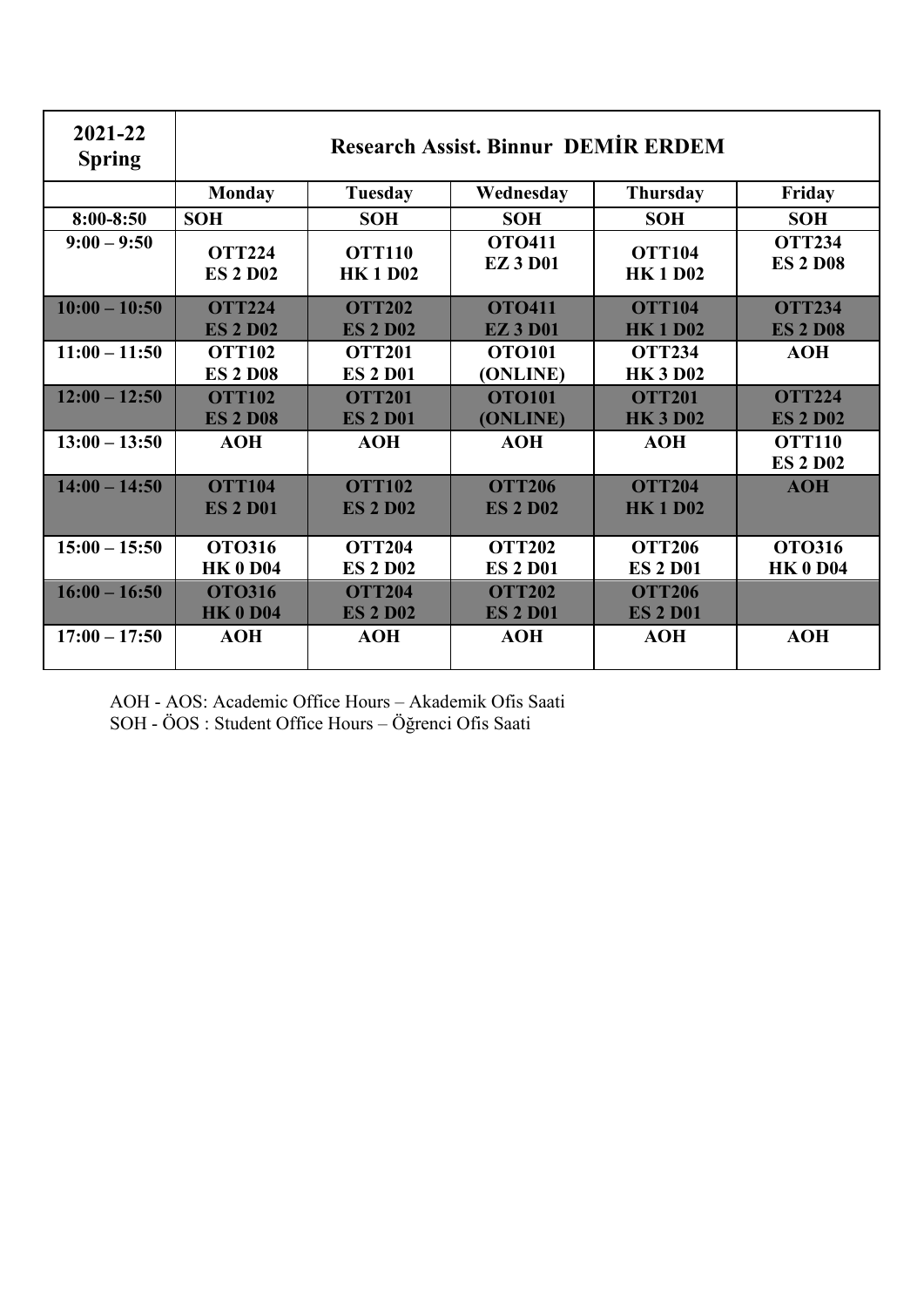| 2021-22 Spring | Research Assist. Binnur DEMİR ERDEM | | | | |
|---|---|---|---|---|---|
| | **Monday** | **Tuesday** | **Wednesday** | **Thursday** | **Friday** |
| **8:00-8:50** | **SOH** | **SOH** | **SOH** | **SOH** | **SOH** |
| **9:00 – 9:50** | **OTT224 ES 2 D02** | **OTT110 HK 1 D02** | **OTO411 EZ 3 D01** | **OTT104 HK 1 D02** | **OTT234 ES 2 D08** |
| **10:00 – 10:50** | **OTT224 ES 2 D02** | **OTT202 ES 2 D02** | **OTO411 EZ 3 D01** | **OTT104 HK 1 D02** | **OTT234 ES 2 D08** |
| **11:00 – 11:50** | **OTT102 ES 2 D08** | **OTT201 ES 2 D01** | **OTO101 (ONLINE)** | **OTT234 HK 3 D02** | **AOH** |
| **12:00 – 12:50** | **OTT102 ES 2 D08** | **OTT201 ES 2 D01** | **OTO101 (ONLINE)** | **OTT201 HK 3 D02** | **OTT224 ES 2 D02** |
| **13:00 – 13:50** | **AOH** | **AOH** | **AOH** | **AOH** | **OTT110 ES 2 D02** |
| **14:00 – 14:50** | **OTT104 ES 2 D01** | **OTT102 ES 2 D02** | **OTT206 ES 2 D02** | **OTT204 HK 1 D02** | **AOH** |
| **15:00 – 15:50** | **OTO316 HK 0 D04** | **OTT204 ES 2 D02** | **OTT202 ES 2 D01** | **OTT206 ES 2 D01** | **OTO316 HK 0 D04** |
| **16:00 – 16:50** | **OTO316 HK 0 D04** | **OTT204 ES 2 D02** | **OTT202 ES 2 D01** | **OTT206 ES 2 D01** | |
| **17:00 – 17:50** | **AOH** | **AOH** | **AOH** | **AOH** | **AOH** |

AOH - AOS: Academic Office Hours – Akademik Ofis Saati

SOH - ÖOS : Student Office Hours – Öğrenci Ofis Saati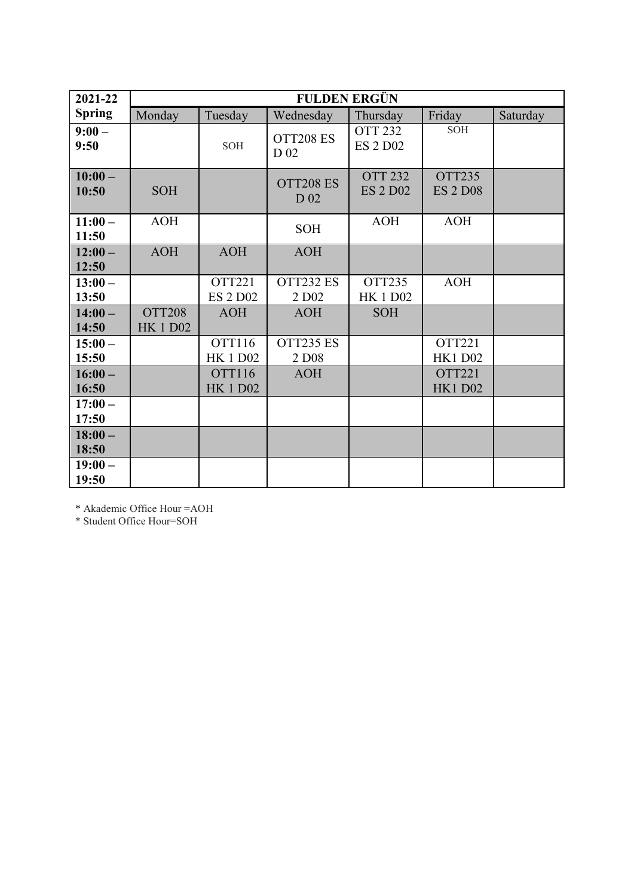| 2021-22 Spring | FULDEN ERGÜN | | | | | |
|---|---|---|---|---|---|---|
| | Monday | Tuesday | Wednesday | Thursday | Friday | Saturday |
| **9:00 – 9:50** | | SOH | OTT208 ES D 02 | OTT 232 ES 2 D02 | SOH | |
| **10:00 – 10:50** | SOH | | OTT208 ES D 02 | OTT 232 ES 2 D02 | OTT235 ES 2 D08 | |
| **11:00 – 11:50** | AOH | | SOH | AOH | AOH | |
| **12:00 – 12:50** | AOH | AOH | AOH | | | |
| **13:00 – 13:50** | | OTT221 ES 2 D02 | OTT232 ES 2 D02 | OTT235 HK 1 D02 | AOH | |
| **14:00 – 14:50** | OTT208 HK 1 D02 | AOH | AOH | SOH | | |
| **15:00 – 15:50** | | OTT116 HK 1 D02 | OTT235 ES 2 D08 | | OTT221 HK1 D02 | |
| **16:00 – 16:50** | | OTT116 HK 1 D02 | AOH | | OTT221 HK1 D02 | |
| **17:00 – 17:50** | | | | | | |
| **18:00 – 18:50** | | | | | | |
| **19:00 – 19:50** | | | | | | |

* Akademic Office Hour =AOH
* Student Office Hour=SOH